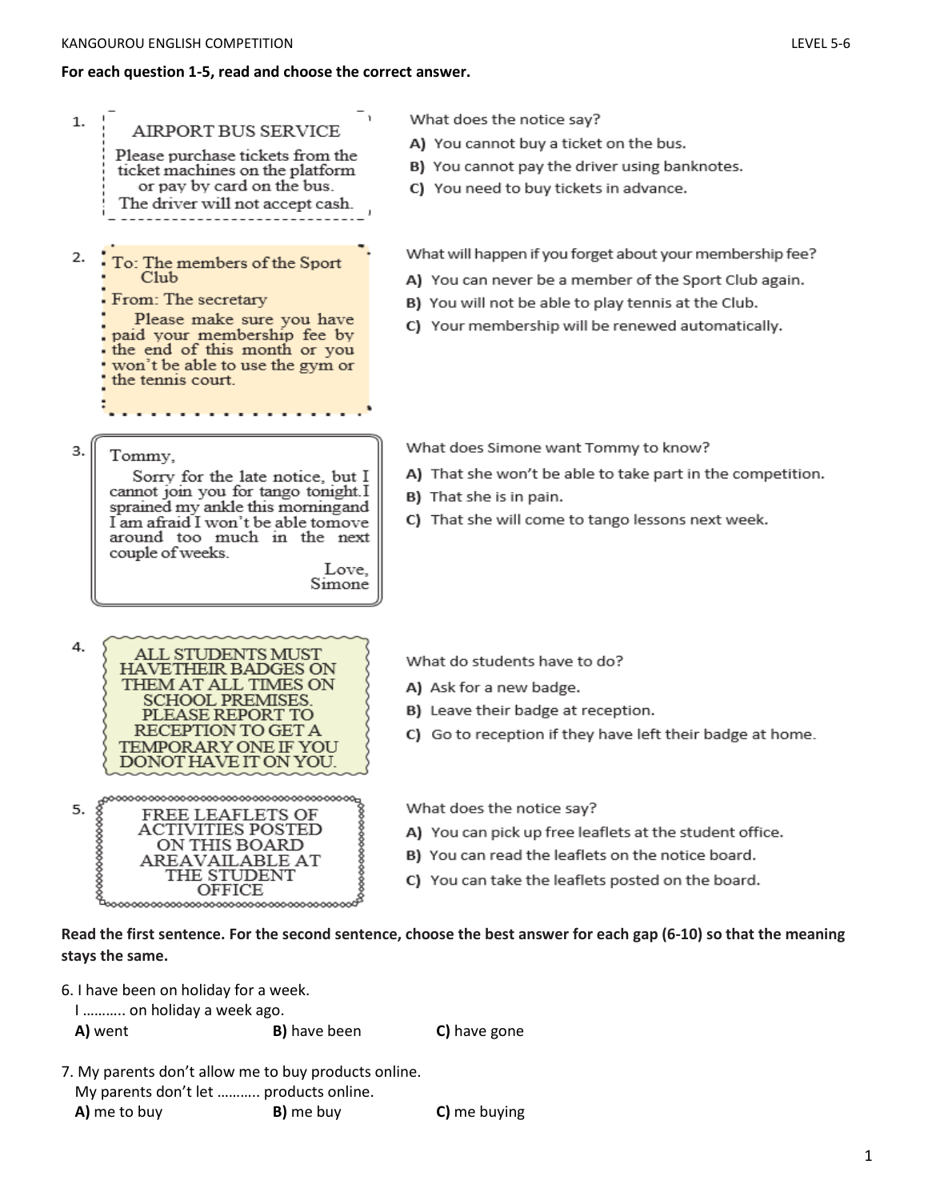**For each question 1-5, read and choose the correct answer.**

1.

AIRPORT BUS SERVICE

Please purchase tickets from the ticket machines on the platform or pay by card on the bus. The driver will not accept cash.

What does the notice say?

**A)** You cannot buy a ticket on the bus.
**B)** You cannot pay the driver using banknotes.
**C)** You need to buy tickets in advance.

2.

To: The members of the Sport Club
From: The secretary
Please make sure you have paid your membership fee by the end of this month or you won't be able to use the gym or the tennis court.

What will happen if you forget about your membership fee?

**A)** You can never be a member of the Sport Club again.
**B)** You will not be able to play tennis at the Club.
**C)** Your membership will be renewed automatically.

3.

Tommy,
Sorry for the late notice, but I cannot join you for tango tonight.I sprained my ankle this morningand I am afraid I won't be able tomove around too much in the next couple of weeks.
Love,
Simone

What does Simone want Tommy to know?

**A)** That she won't be able to take part in the competition.
**B)** That she is in pain.
**C)** That she will come to tango lessons next week.

4.

ALL STUDENTS MUST HAVETHEIR BADGES ON THEM AT ALL TIMES ON SCHOOL PREMISES. PLEASE REPORT TO RECEPTION TO GET A TEMPORARY ONE IF YOU DONOT HAVE IT ON YOU.

What do students have to do?

**A)** Ask for a new badge.
**B)** Leave their badge at reception.
**C)** Go to reception if they have left their badge at home.

5.

FREE LEAFLETS OF ACTIVITIES POSTED ON THIS BOARD AREAVAILABLE AT THE STUDENT OFFICE

What does the notice say?

**A)** You can pick up free leaflets at the student office.
**B)** You can read the leaflets on the notice board.
**C)** You can take the leaflets posted on the board.

**Read the first sentence. For the second sentence, choose the best answer for each gap (6-10) so that the meaning stays the same.**

6. I have been on holiday for a week.
I ……….. on holiday a week ago.
**A)** went **B)** have been **C)** have gone

7. My parents don't allow me to buy products online.
My parents don't let ……….. products online.
**A)** me to buy **B)** me buy **C)** me buying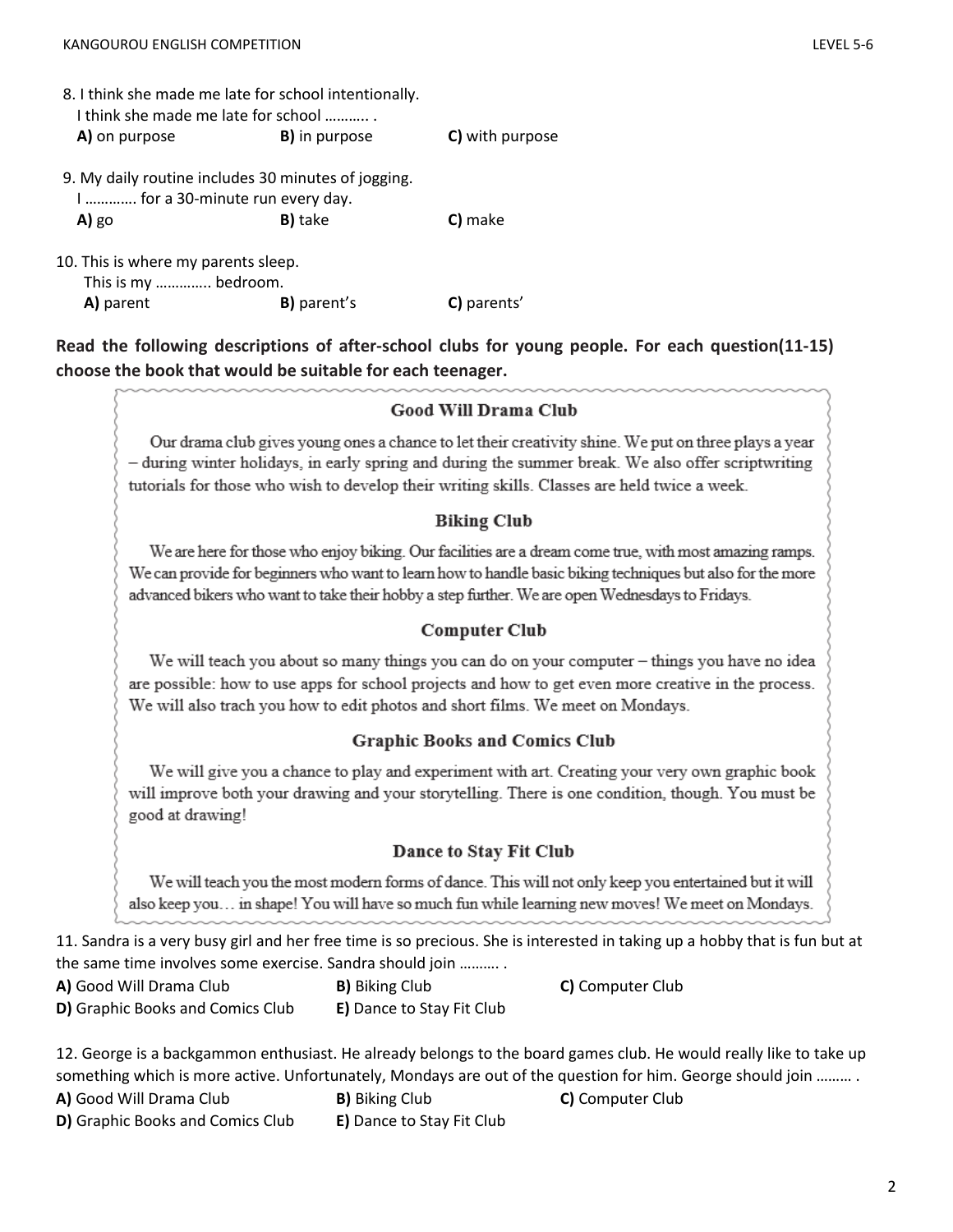8. I think she made me late for school intentionally.
   I think she made me late for school ……….. .
   **A)** on purpose **B)** in purpose **C)** with purpose

9. My daily routine includes 30 minutes of jogging.
   I …………. for a 30-minute run every day.
   **A)** go **B)** take **C)** make

10. This is where my parents sleep.
    This is my …………. bedroom.
    **A)** parent **B)** parent's **C)** parents'

**Read the following descriptions of after-school clubs for young people. For each question(11-15) choose the book that would be suitable for each teenager.**

### Good Will Drama Club

Our drama club gives young ones a chance to let their creativity shine. We put on three plays a year – during winter holidays, in early spring and during the summer break. We also offer scriptwriting tutorials for those who wish to develop their writing skills. Classes are held twice a week.

### Biking Club

We are here for those who enjoy biking. Our facilities are a dream come true, with most amazing ramps. We can provide for beginners who want to learn how to handle basic biking techniques but also for the more advanced bikers who want to take their hobby a step further. We are open Wednesdays to Fridays.

### Computer Club

We will teach you about so many things you can do on your computer – things you have no idea are possible: how to use apps for school projects and how to get even more creative in the process. We will also trach you how to edit photos and short films. We meet on Mondays.

### Graphic Books and Comics Club

We will give you a chance to play and experiment with art. Creating your very own graphic book will improve both your drawing and your storytelling. There is one condition, though. You must be good at drawing!

### Dance to Stay Fit Club

We will teach you the most modern forms of dance. This will not only keep you entertained but it will also keep you… in shape! You will have so much fun while learning new moves! We meet on Mondays.

11. Sandra is a very busy girl and her free time is so precious. She is interested in taking up a hobby that is fun but at the same time involves some exercise. Sandra should join ………. .
    **A)** Good Will Drama Club **B)** Biking Club **C)** Computer Club
    **D)** Graphic Books and Comics Club **E)** Dance to Stay Fit Club

12. George is a backgammon enthusiast. He already belongs to the board games club. He would really like to take up something which is more active. Unfortunately, Mondays are out of the question for him. George should join ……… .
    **A)** Good Will Drama Club **B)** Biking Club **C)** Computer Club
    **D)** Graphic Books and Comics Club **E)** Dance to Stay Fit Club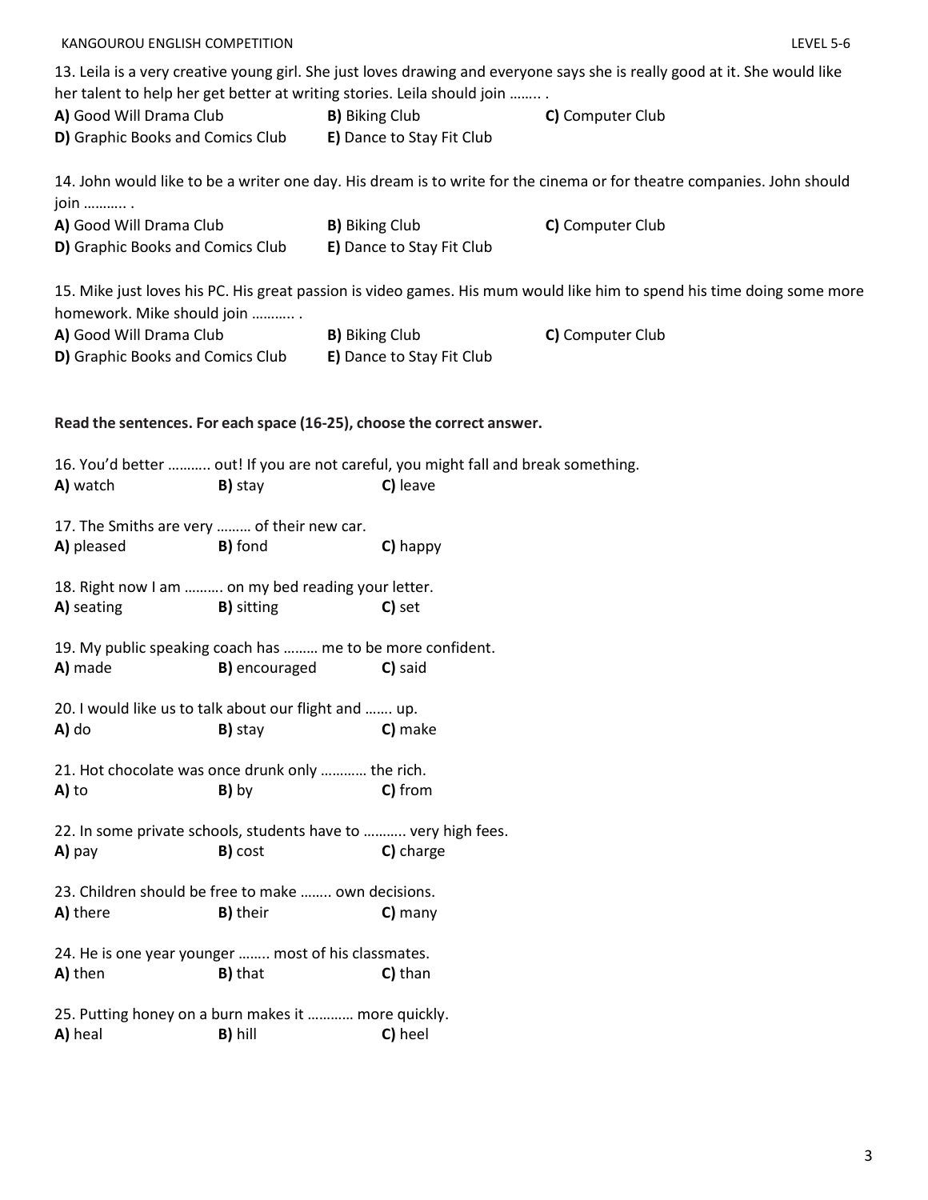13. Leila is a very creative young girl. She just loves drawing and everyone says she is really good at it. She would like her talent to help her get better at writing stories. Leila should join …….. .

**A)** Good Will Drama Club **B)** Biking Club **C)** Computer Club
**D)** Graphic Books and Comics Club **E)** Dance to Stay Fit Club

14. John would like to be a writer one day. His dream is to write for the cinema or for theatre companies. John should join ……….. .

**A)** Good Will Drama Club **B)** Biking Club **C)** Computer Club
**D)** Graphic Books and Comics Club **E)** Dance to Stay Fit Club

15. Mike just loves his PC. His great passion is video games. His mum would like him to spend his time doing some more homework. Mike should join ……….. .

**A)** Good Will Drama Club **B)** Biking Club **C)** Computer Club
**D)** Graphic Books and Comics Club **E)** Dance to Stay Fit Club

**Read the sentences. For each space (16-25), choose the correct answer.**

16. You'd better ……….. out! If you are not careful, you might fall and break something.

**A)** watch **B)** stay **C)** leave

17. The Smiths are very ……… of their new car.

**A)** pleased **B)** fond **C)** happy

18. Right now I am ………. on my bed reading your letter.

**A)** seating **B)** sitting **C)** set

19. My public speaking coach has ……… me to be more confident.

**A)** made **B)** encouraged **C)** said

20. I would like us to talk about our flight and ……. up.

**A)** do **B)** stay **C)** make

21. Hot chocolate was once drunk only ………… the rich.

**A)** to **B)** by **C)** from

22. In some private schools, students have to ……….. very high fees.

**A)** pay **B)** cost **C)** charge

23. Children should be free to make …….. own decisions.

**A)** there **B)** their **C)** many

24. He is one year younger …….. most of his classmates.

**A)** then **B)** that **C)** than

25. Putting honey on a burn makes it ………… more quickly.

**A)** heal **B)** hill **C)** heel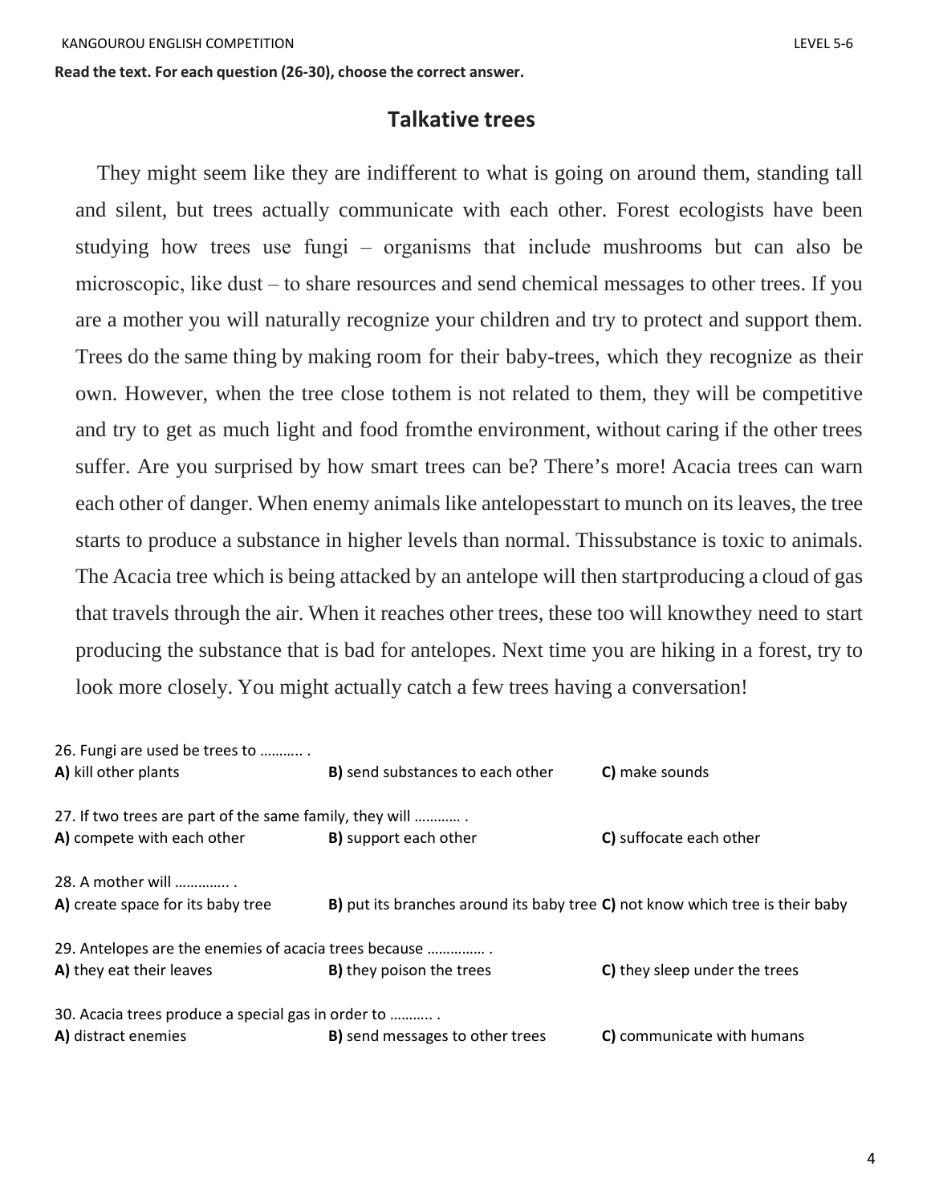**Read the text. For each question (26-30), choose the correct answer.**

## Talkative trees

They might seem like they are indifferent to what is going on around them, standing tall and silent, but trees actually communicate with each other. Forest ecologists have been studying how trees use fungi – organisms that include mushrooms but can also be microscopic, like dust – to share resources and send chemical messages to other trees. If you are a mother you will naturally recognize your children and try to protect and support them. Trees do the same thing by making room for their baby-trees, which they recognize as their own. However, when the tree close tothem is not related to them, they will be competitive and try to get as much light and food fromthe environment, without caring if the other trees suffer. Are you surprised by how smart trees can be? There's more! Acacia trees can warn each other of danger. When enemy animals like antelopesstart to munch on its leaves, the tree starts to produce a substance in higher levels than normal. Thissubstance is toxic to animals. The Acacia tree which is being attacked by an antelope will then startproducing a cloud of gas that travels through the air. When it reaches other trees, these too will knowthey need to start producing the substance that is bad for antelopes. Next time you are hiking in a forest, try to look more closely. You might actually catch a few trees having a conversation!

26. Fungi are used be trees to ……….. .
**A)** kill other plants **B)** send substances to each other **C)** make sounds

27. If two trees are part of the same family, they will ………… .
**A)** compete with each other **B)** support each other **C)** suffocate each other

28. A mother will ………….. .
**A)** create space for its baby tree **B)** put its branches around its baby tree **C)** not know which tree is their baby

29. Antelopes are the enemies of acacia trees because …………… .
**A)** they eat their leaves **B)** they poison the trees **C)** they sleep under the trees

30. Acacia trees produce a special gas in order to ……….. .
**A)** distract enemies **B)** send messages to other trees **C)** communicate with humans